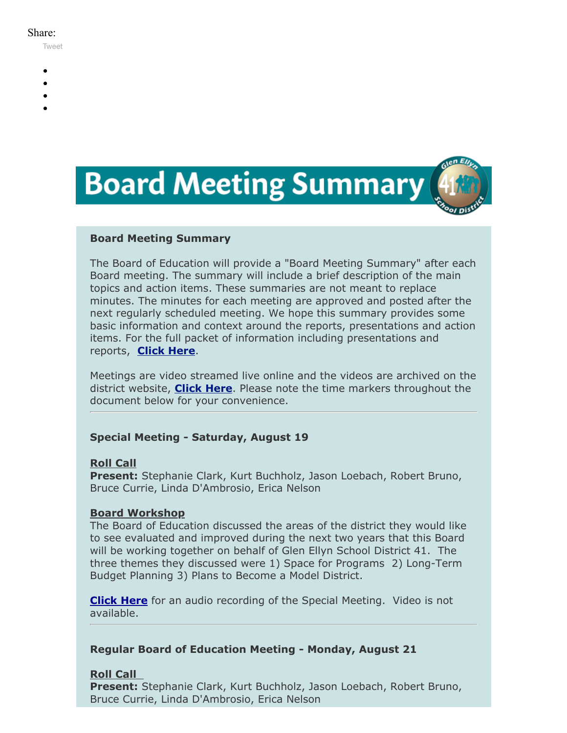Share:

Tweet

# Board Meeting Summary

**Board Meeting Summary**

The Board of Education will provide a "Board Meeting Summary" after each Board meeting. The summary will include a brief description of the main topics and action items. These summaries are not meant to replace minutes. The minutes for each meeting are approved and posted after the next regularly scheduled meeting. We hope this summary provides some basic information and context around the reports, presentations and action items. For the full packet of information including presentations and reports, **Click Here**.

Meetings are video streamed live online and the videos are archived on the district website, **Click Here**. Please note the time markers throughout the document below for your convenience.

---

**Special Meeting - Saturday, August 19**

**Roll Call**
**Present:** Stephanie Clark, Kurt Buchholz, Jason Loebach, Robert Bruno, Bruce Currie, Linda D'Ambrosio, Erica Nelson

**Board Workshop**
The Board of Education discussed the areas of the district they would like to see evaluated and improved during the next two years that this Board will be working together on behalf of Glen Ellyn School District 41. The three themes they discussed were 1) Space for Programs 2) Long-Term Budget Planning 3) Plans to Become a Model District.

**Click Here** for an audio recording of the Special Meeting. Video is not available.

---

**Regular Board of Education Meeting - Monday, August 21**

**Roll Call**
**Present:** Stephanie Clark, Kurt Buchholz, Jason Loebach, Robert Bruno, Bruce Currie, Linda D'Ambrosio, Erica Nelson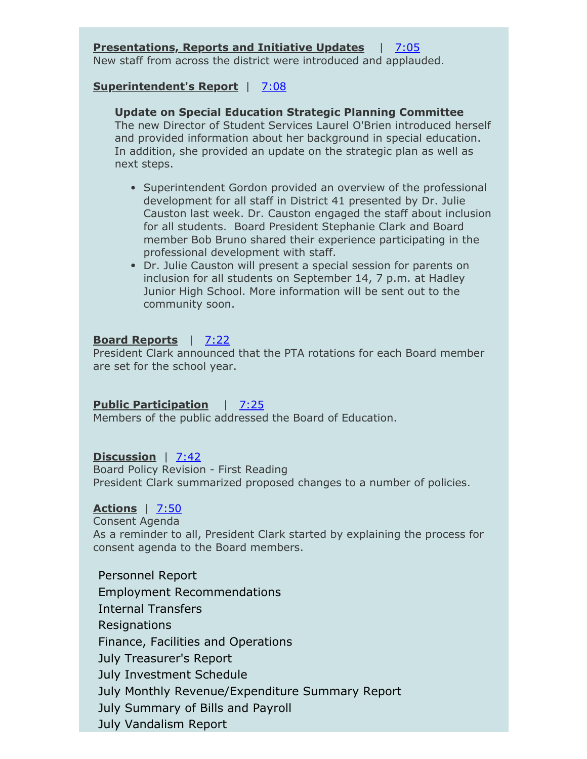**Presentations, Reports and Initiative Updates** | 7:05
New staff from across the district were introduced and applauded.

**Superintendent's Report** | 7:08

**Update on Special Education Strategic Planning Committee**
The new Director of Student Services Laurel O'Brien introduced herself and provided information about her background in special education. In addition, she provided an update on the strategic plan as well as next steps.

- Superintendent Gordon provided an overview of the professional development for all staff in District 41 presented by Dr. Julie Causton last week. Dr. Causton engaged the staff about inclusion for all students. Board President Stephanie Clark and Board member Bob Bruno shared their experience participating in the professional development with staff.
- Dr. Julie Causton will present a special session for parents on inclusion for all students on September 14, 7 p.m. at Hadley Junior High School. More information will be sent out to the community soon.

**Board Reports** | 7:22
President Clark announced that the PTA rotations for each Board member are set for the school year.

**Public Participation** | 7:25
Members of the public addressed the Board of Education.

**Discussion** | 7:42
Board Policy Revision - First Reading
President Clark summarized proposed changes to a number of policies.

**Actions** | 7:50
Consent Agenda
As a reminder to all, President Clark started by explaining the process for consent agenda to the Board members.

Personnel Report
Employment Recommendations
Internal Transfers
Resignations
Finance, Facilities and Operations
July Treasurer's Report
July Investment Schedule
July Monthly Revenue/Expenditure Summary Report
July Summary of Bills and Payroll
July Vandalism Report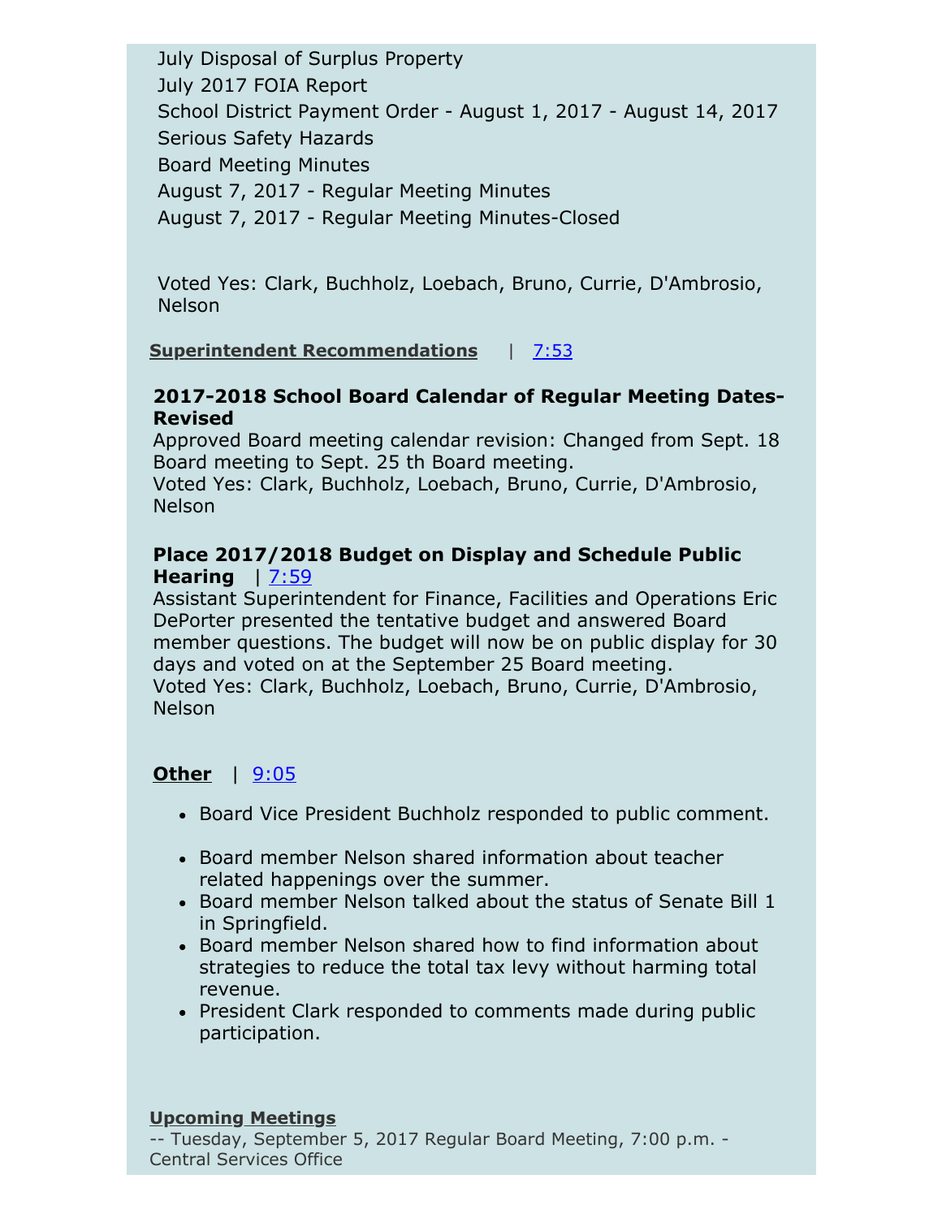July Disposal of Surplus Property
July 2017 FOIA Report
School District Payment Order - August 1, 2017 - August 14, 2017
Serious Safety Hazards
Board Meeting Minutes
August 7, 2017 - Regular Meeting Minutes
August 7, 2017 - Regular Meeting Minutes-Closed

Voted Yes: Clark, Buchholz, Loebach, Bruno, Currie, D'Ambrosio, Nelson

**Superintendent Recommendations** | 7:53

**2017-2018 School Board Calendar of Regular Meeting Dates-Revised**
Approved Board meeting calendar revision: Changed from Sept. 18 Board meeting to Sept. 25 th Board meeting.
Voted Yes: Clark, Buchholz, Loebach, Bruno, Currie, D'Ambrosio, Nelson

**Place 2017/2018 Budget on Display and Schedule Public Hearing** | 7:59
Assistant Superintendent for Finance, Facilities and Operations Eric DePorter presented the tentative budget and answered Board member questions. The budget will now be on public display for 30 days and voted on at the September 25 Board meeting.
Voted Yes: Clark, Buchholz, Loebach, Bruno, Currie, D'Ambrosio, Nelson

**Other** | 9:05

- Board Vice President Buchholz responded to public comment.
- Board member Nelson shared information about teacher related happenings over the summer.
- Board member Nelson talked about the status of Senate Bill 1 in Springfield.
- Board member Nelson shared how to find information about strategies to reduce the total tax levy without harming total revenue.
- President Clark responded to comments made during public participation.

**Upcoming Meetings**
-- Tuesday, September 5, 2017 Regular Board Meeting, 7:00 p.m. - Central Services Office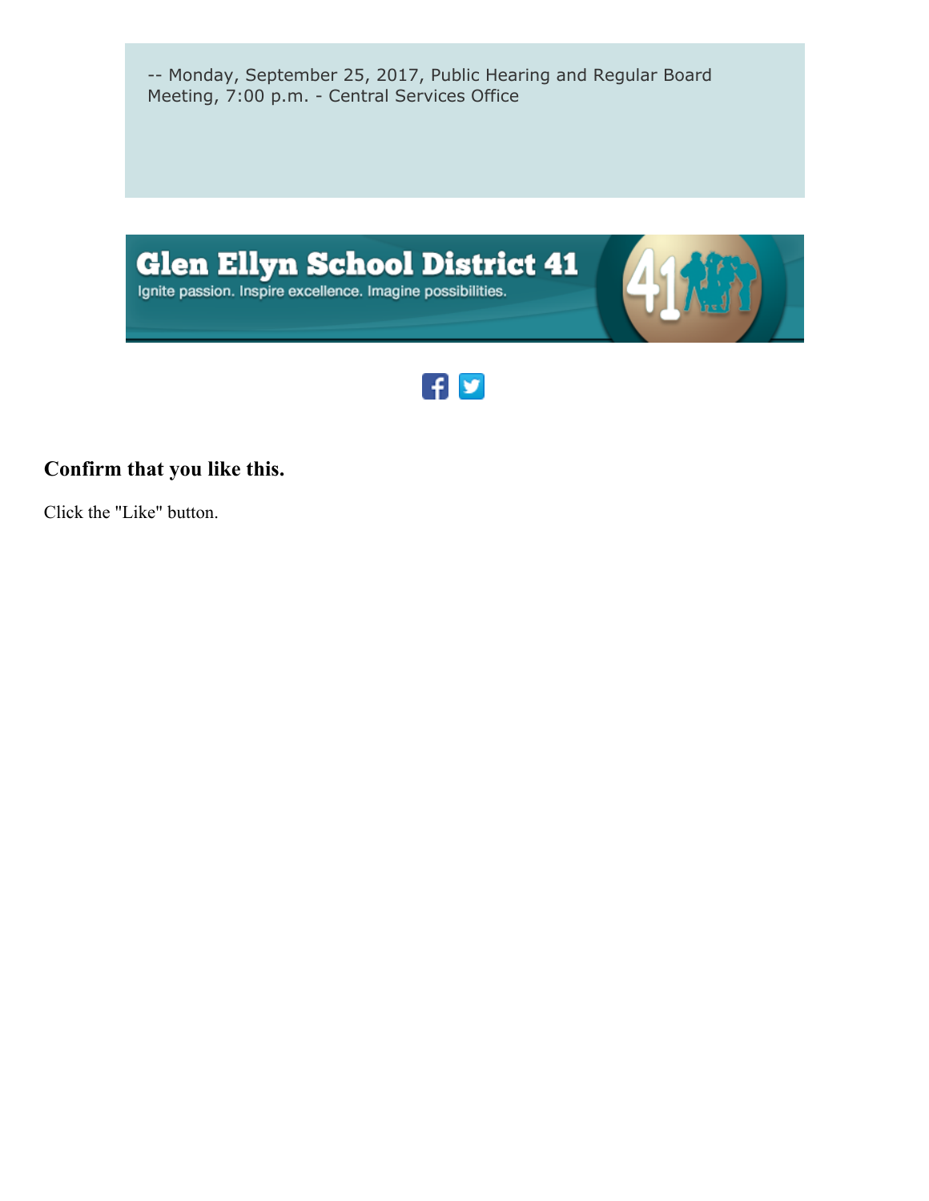-- Monday, September 25, 2017, Public Hearing and Regular Board Meeting, 7:00 p.m. - Central Services Office

Glen Ellyn School District 41

Ignite passion. Inspire excellence. Imagine possibilities.

## Confirm that you like this.

Click the "Like" button.